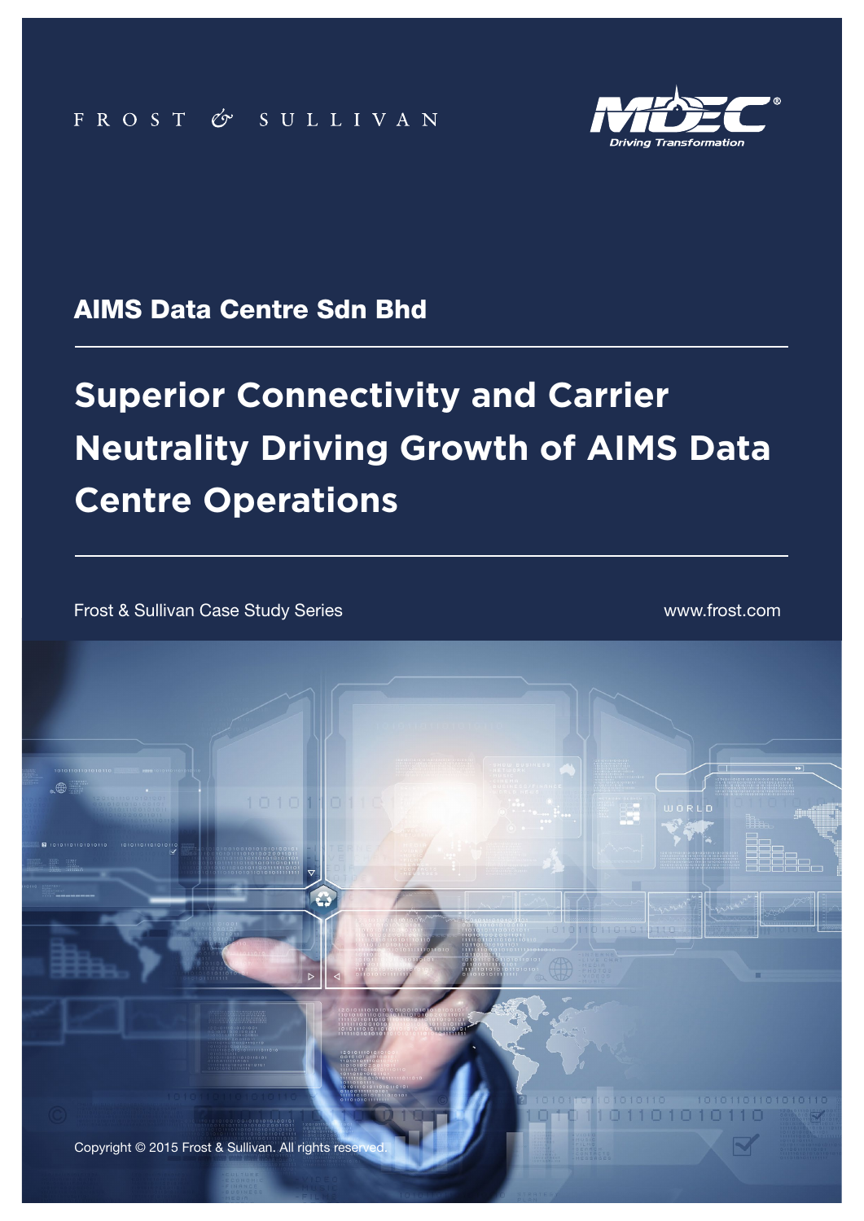FROST & SULLIVAN

MDEC®
Driving Transformation

## AIMS Data Centre Sdn Bhd

# Superior Connectivity and Carrier Neutrality Driving Growth of AIMS Data Centre Operations

Frost & Sullivan Case Study Series

www.frost.com

Copyright © 2015 Frost & Sullivan. All rights reserved.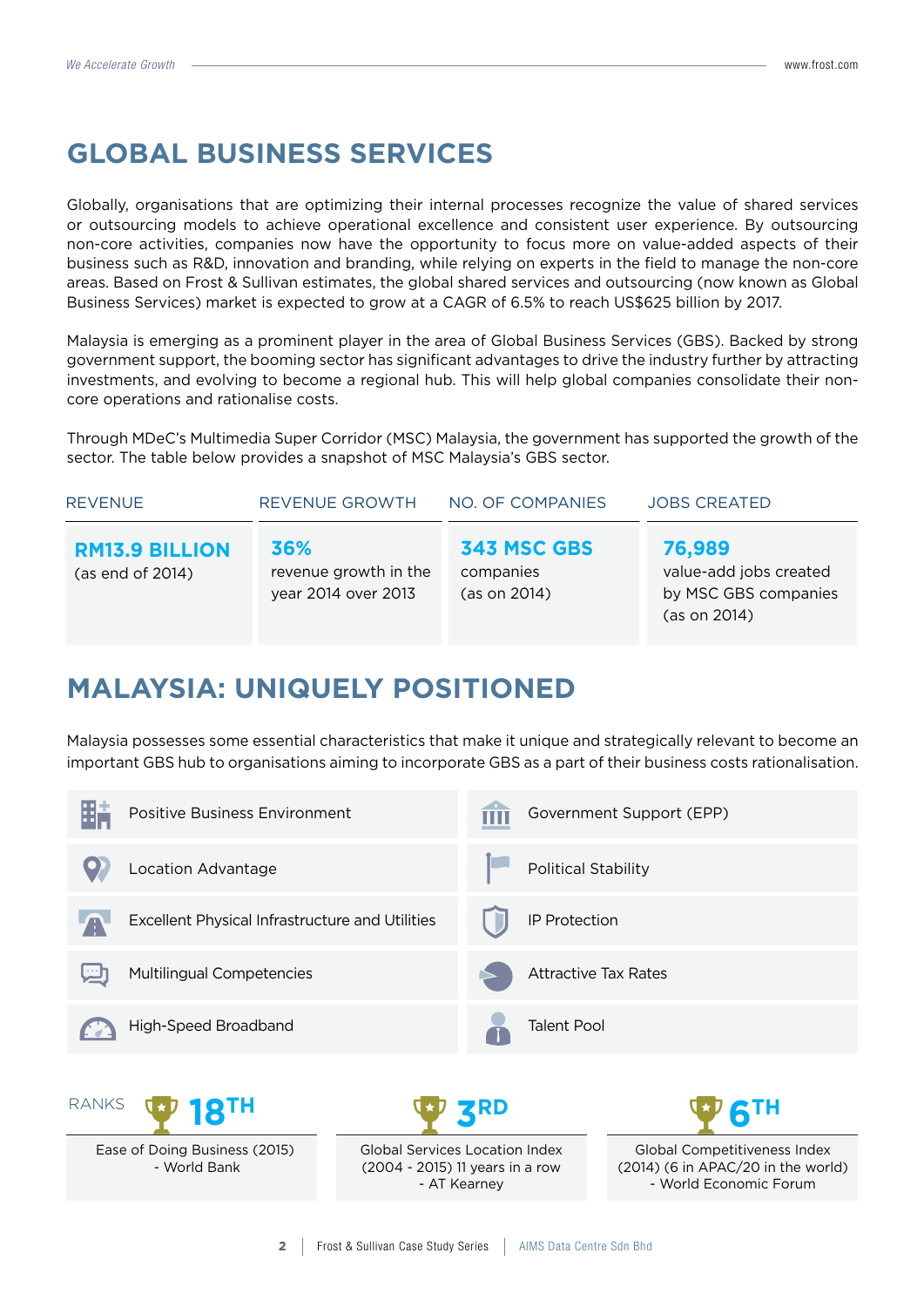# GLOBAL BUSINESS SERVICES

Globally, organisations that are optimizing their internal processes recognize the value of shared services or outsourcing models to achieve operational excellence and consistent user experience. By outsourcing non-core activities, companies now have the opportunity to focus more on value-added aspects of their business such as R&D, innovation and branding, while relying on experts in the field to manage the non-core areas. Based on Frost & Sullivan estimates, the global shared services and outsourcing (now known as Global Business Services) market is expected to grow at a CAGR of 6.5% to reach US$625 billion by 2017.

Malaysia is emerging as a prominent player in the area of Global Business Services (GBS). Backed by strong government support, the booming sector has significant advantages to drive the industry further by attracting investments, and evolving to become a regional hub. This will help global companies consolidate their non-core operations and rationalise costs.

Through MDeC's Multimedia Super Corridor (MSC) Malaysia, the government has supported the growth of the sector. The table below provides a snapshot of MSC Malaysia's GBS sector.

| REVENUE | REVENUE GROWTH | NO. OF COMPANIES | JOBS CREATED |
|---|---|---|---|
| **RM13.9 BILLION** (as end of 2014) | **36%** revenue growth in the year 2014 over 2013 | **343 MSC GBS** companies (as on 2014) | **76,989** value-add jobs created by MSC GBS companies (as on 2014) |

# MALAYSIA: UNIQUELY POSITIONED

Malaysia possesses some essential characteristics that make it unique and strategically relevant to become an important GBS hub to organisations aiming to incorporate GBS as a part of their business costs rationalisation.

- Positive Business Environment
- Government Support (EPP)
- Location Advantage
- Political Stability
- Excellent Physical Infrastructure and Utilities
- IP Protection
- Multilingual Competencies
- Attractive Tax Rates
- High-Speed Broadband
- Talent Pool

RANKS

| 18TH | 3RD | 6TH |
|---|---|---|
| Ease of Doing Business (2015) - World Bank | Global Services Location Index (2004 - 2015) 11 years in a row - AT Kearney | Global Competitiveness Index (2014) (6 in APAC/20 in the world) - World Economic Forum |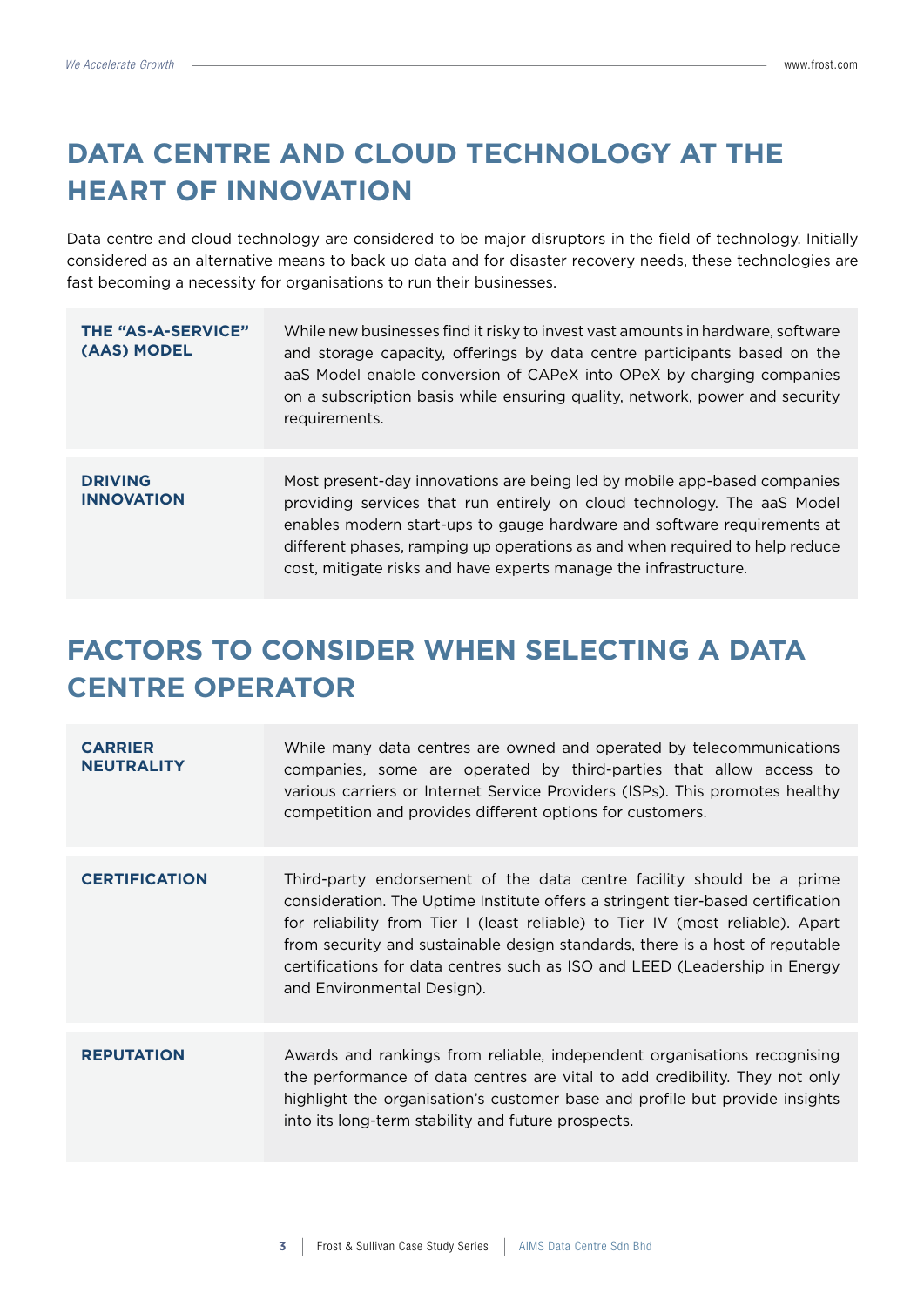# DATA CENTRE AND CLOUD TECHNOLOGY AT THE HEART OF INNOVATION

Data centre and cloud technology are considered to be major disruptors in the field of technology. Initially considered as an alternative means to back up data and for disaster recovery needs, these technologies are fast becoming a necessity for organisations to run their businesses.

| | |
|---|---|
| **THE "AS-A-SERVICE" (AAS) MODEL** | While new businesses find it risky to invest vast amounts in hardware, software and storage capacity, offerings by data centre participants based on the aaS Model enable conversion of CAPeX into OPeX by charging companies on a subscription basis while ensuring quality, network, power and security requirements. |
| **DRIVING INNOVATION** | Most present-day innovations are being led by mobile app-based companies providing services that run entirely on cloud technology. The aaS Model enables modern start-ups to gauge hardware and software requirements at different phases, ramping up operations as and when required to help reduce cost, mitigate risks and have experts manage the infrastructure. |

# FACTORS TO CONSIDER WHEN SELECTING A DATA CENTRE OPERATOR

| | |
|---|---|
| **CARRIER NEUTRALITY** | While many data centres are owned and operated by telecommunications companies, some are operated by third-parties that allow access to various carriers or Internet Service Providers (ISPs). This promotes healthy competition and provides different options for customers. |
| **CERTIFICATION** | Third-party endorsement of the data centre facility should be a prime consideration. The Uptime Institute offers a stringent tier-based certification for reliability from Tier I (least reliable) to Tier IV (most reliable). Apart from security and sustainable design standards, there is a host of reputable certifications for data centres such as ISO and LEED (Leadership in Energy and Environmental Design). |
| **REPUTATION** | Awards and rankings from reliable, independent organisations recognising the performance of data centres are vital to add credibility. They not only highlight the organisation's customer base and profile but provide insights into its long-term stability and future prospects. |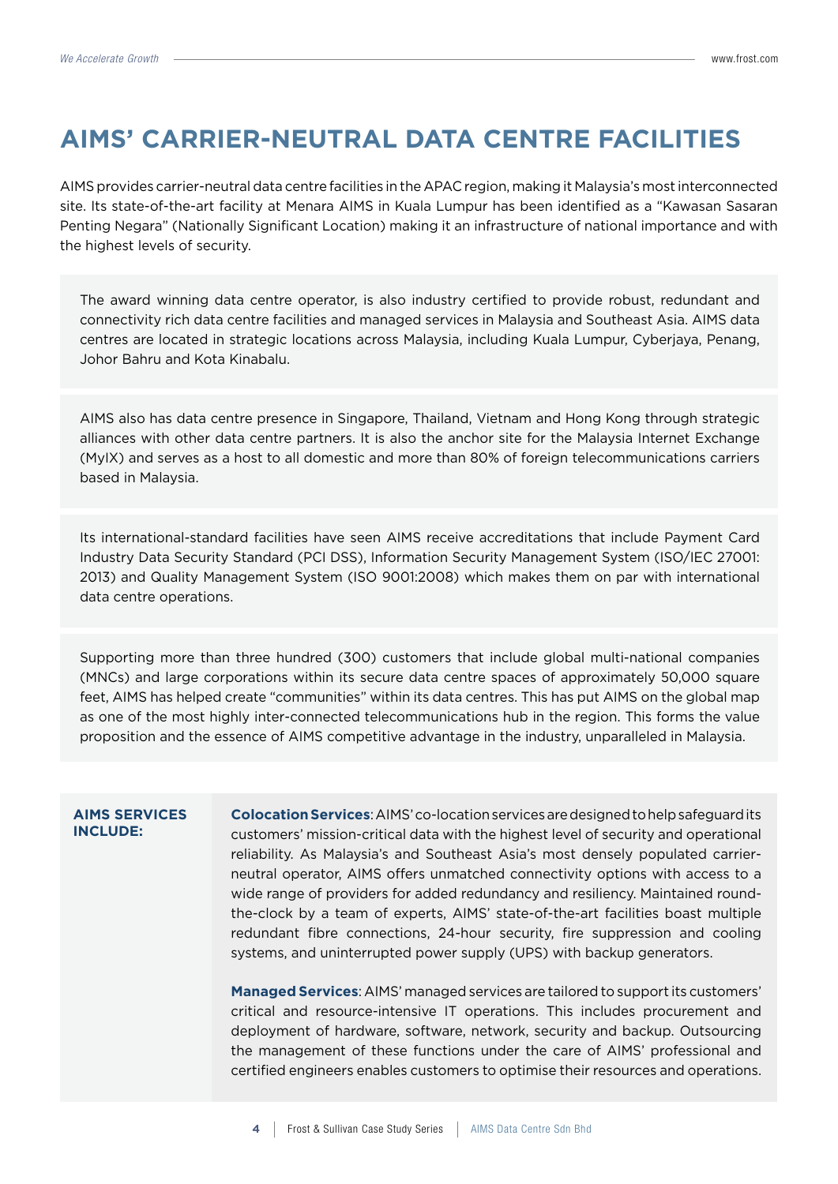# AIMS' CARRIER-NEUTRAL DATA CENTRE FACILITIES

AIMS provides carrier-neutral data centre facilities in the APAC region, making it Malaysia's most interconnected site. Its state-of-the-art facility at Menara AIMS in Kuala Lumpur has been identified as a "Kawasan Sasaran Penting Negara" (Nationally Significant Location) making it an infrastructure of national importance and with the highest levels of security.

The award winning data centre operator, is also industry certified to provide robust, redundant and connectivity rich data centre facilities and managed services in Malaysia and Southeast Asia. AIMS data centres are located in strategic locations across Malaysia, including Kuala Lumpur, Cyberjaya, Penang, Johor Bahru and Kota Kinabalu.

AIMS also has data centre presence in Singapore, Thailand, Vietnam and Hong Kong through strategic alliances with other data centre partners. It is also the anchor site for the Malaysia Internet Exchange (MyIX) and serves as a host to all domestic and more than 80% of foreign telecommunications carriers based in Malaysia.

Its international-standard facilities have seen AIMS receive accreditations that include Payment Card Industry Data Security Standard (PCI DSS), Information Security Management System (ISO/IEC 27001: 2013) and Quality Management System (ISO 9001:2008) which makes them on par with international data centre operations.

Supporting more than three hundred (300) customers that include global multi-national companies (MNCs) and large corporations within its secure data centre spaces of approximately 50,000 square feet, AIMS has helped create "communities" within its data centres. This has put AIMS on the global map as one of the most highly inter-connected telecommunications hub in the region. This forms the value proposition and the essence of AIMS competitive advantage in the industry, unparalleled in Malaysia.

**AIMS SERVICES INCLUDE:**

**Colocation Services**: AIMS' co-location services are designed to help safeguard its customers' mission-critical data with the highest level of security and operational reliability. As Malaysia's and Southeast Asia's most densely populated carrier-neutral operator, AIMS offers unmatched connectivity options with access to a wide range of providers for added redundancy and resiliency. Maintained round-the-clock by a team of experts, AIMS' state-of-the-art facilities boast multiple redundant fibre connections, 24-hour security, fire suppression and cooling systems, and uninterrupted power supply (UPS) with backup generators.

**Managed Services**: AIMS' managed services are tailored to support its customers' critical and resource-intensive IT operations. This includes procurement and deployment of hardware, software, network, security and backup. Outsourcing the management of these functions under the care of AIMS' professional and certified engineers enables customers to optimise their resources and operations.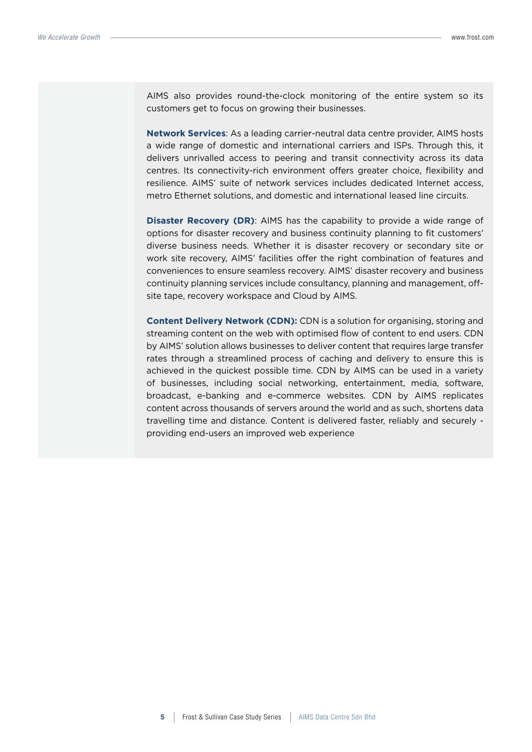AIMS also provides round-the-clock monitoring of the entire system so its customers get to focus on growing their businesses.

**Network Services**: As a leading carrier-neutral data centre provider, AIMS hosts a wide range of domestic and international carriers and ISPs. Through this, it delivers unrivalled access to peering and transit connectivity across its data centres. Its connectivity-rich environment offers greater choice, flexibility and resilience. AIMS' suite of network services includes dedicated Internet access, metro Ethernet solutions, and domestic and international leased line circuits.

**Disaster Recovery (DR)**: AIMS has the capability to provide a wide range of options for disaster recovery and business continuity planning to fit customers' diverse business needs. Whether it is disaster recovery or secondary site or work site recovery, AIMS' facilities offer the right combination of features and conveniences to ensure seamless recovery. AIMS' disaster recovery and business continuity planning services include consultancy, planning and management, off-site tape, recovery workspace and Cloud by AIMS.

**Content Delivery Network (CDN):** CDN is a solution for organising, storing and streaming content on the web with optimised flow of content to end users. CDN by AIMS' solution allows businesses to deliver content that requires large transfer rates through a streamlined process of caching and delivery to ensure this is achieved in the quickest possible time. CDN by AIMS can be used in a variety of businesses, including social networking, entertainment, media, software, broadcast, e-banking and e-commerce websites. CDN by AIMS replicates content across thousands of servers around the world and as such, shortens data travelling time and distance. Content is delivered faster, reliably and securely - providing end-users an improved web experience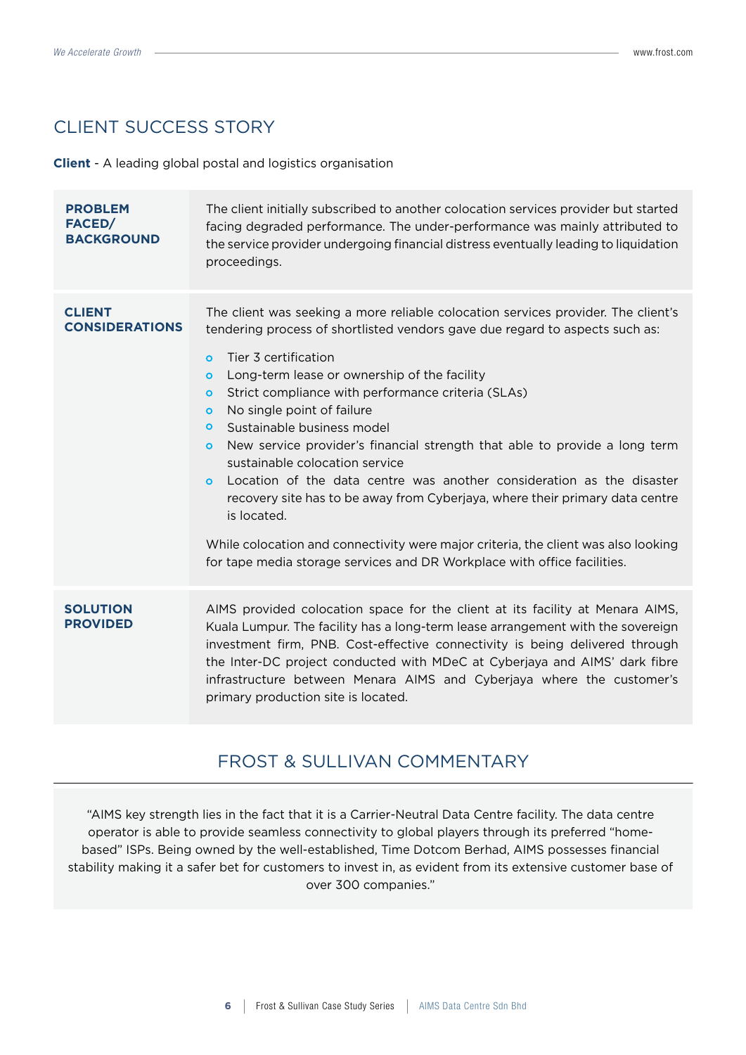## CLIENT SUCCESS STORY

**Client** - A leading global postal and logistics organisation

**PROBLEM FACED/ BACKGROUND**

The client initially subscribed to another colocation services provider but started facing degraded performance. The under-performance was mainly attributed to the service provider undergoing financial distress eventually leading to liquidation proceedings.

**CLIENT CONSIDERATIONS**

The client was seeking a more reliable colocation services provider. The client's tendering process of shortlisted vendors gave due regard to aspects such as:

- Tier 3 certification
- Long-term lease or ownership of the facility
- Strict compliance with performance criteria (SLAs)
- No single point of failure
- Sustainable business model
- New service provider's financial strength that able to provide a long term sustainable colocation service
- Location of the data centre was another consideration as the disaster recovery site has to be away from Cyberjaya, where their primary data centre is located.

While colocation and connectivity were major criteria, the client was also looking for tape media storage services and DR Workplace with office facilities.

**SOLUTION PROVIDED**

AIMS provided colocation space for the client at its facility at Menara AIMS, Kuala Lumpur. The facility has a long-term lease arrangement with the sovereign investment firm, PNB. Cost-effective connectivity is being delivered through the Inter-DC project conducted with MDeC at Cyberjaya and AIMS' dark fibre infrastructure between Menara AIMS and Cyberjaya where the customer's primary production site is located.

## FROST & SULLIVAN COMMENTARY

"AIMS key strength lies in the fact that it is a Carrier-Neutral Data Centre facility. The data centre operator is able to provide seamless connectivity to global players through its preferred "home-based" ISPs. Being owned by the well-established, Time Dotcom Berhad, AIMS possesses financial stability making it a safer bet for customers to invest in, as evident from its extensive customer base of over 300 companies."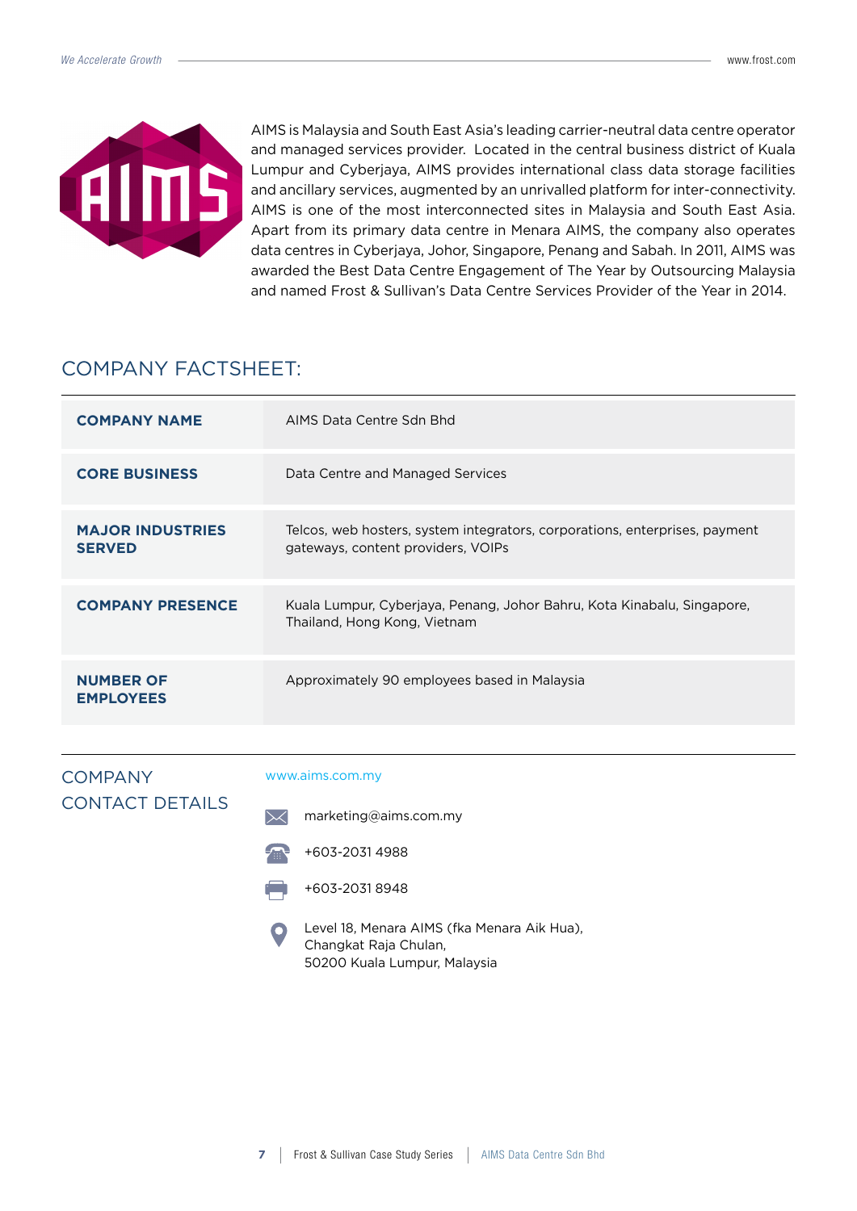AIMS is Malaysia and South East Asia's leading carrier-neutral data centre operator and managed services provider. Located in the central business district of Kuala Lumpur and Cyberjaya, AIMS provides international class data storage facilities and ancillary services, augmented by an unrivalled platform for inter-connectivity. AIMS is one of the most interconnected sites in Malaysia and South East Asia. Apart from its primary data centre in Menara AIMS, the company also operates data centres in Cyberjaya, Johor, Singapore, Penang and Sabah. In 2011, AIMS was awarded the Best Data Centre Engagement of The Year by Outsourcing Malaysia and named Frost & Sullivan's Data Centre Services Provider of the Year in 2014.

## COMPANY FACTSHEET:

| | |
|---|---|
| **COMPANY NAME** | AIMS Data Centre Sdn Bhd |
| **CORE BUSINESS** | Data Centre and Managed Services |
| **MAJOR INDUSTRIES SERVED** | Telcos, web hosters, system integrators, corporations, enterprises, payment gateways, content providers, VOIPs |
| **COMPANY PRESENCE** | Kuala Lumpur, Cyberjaya, Penang, Johor Bahru, Kota Kinabalu, Singapore, Thailand, Hong Kong, Vietnam |
| **NUMBER OF EMPLOYEES** | Approximately 90 employees based in Malaysia |

## COMPANY CONTACT DETAILS

www.aims.com.my

marketing@aims.com.my

+603-2031 4988

+603-2031 8948

Level 18, Menara AIMS (fka Menara Aik Hua),
Changkat Raja Chulan,
50200 Kuala Lumpur, Malaysia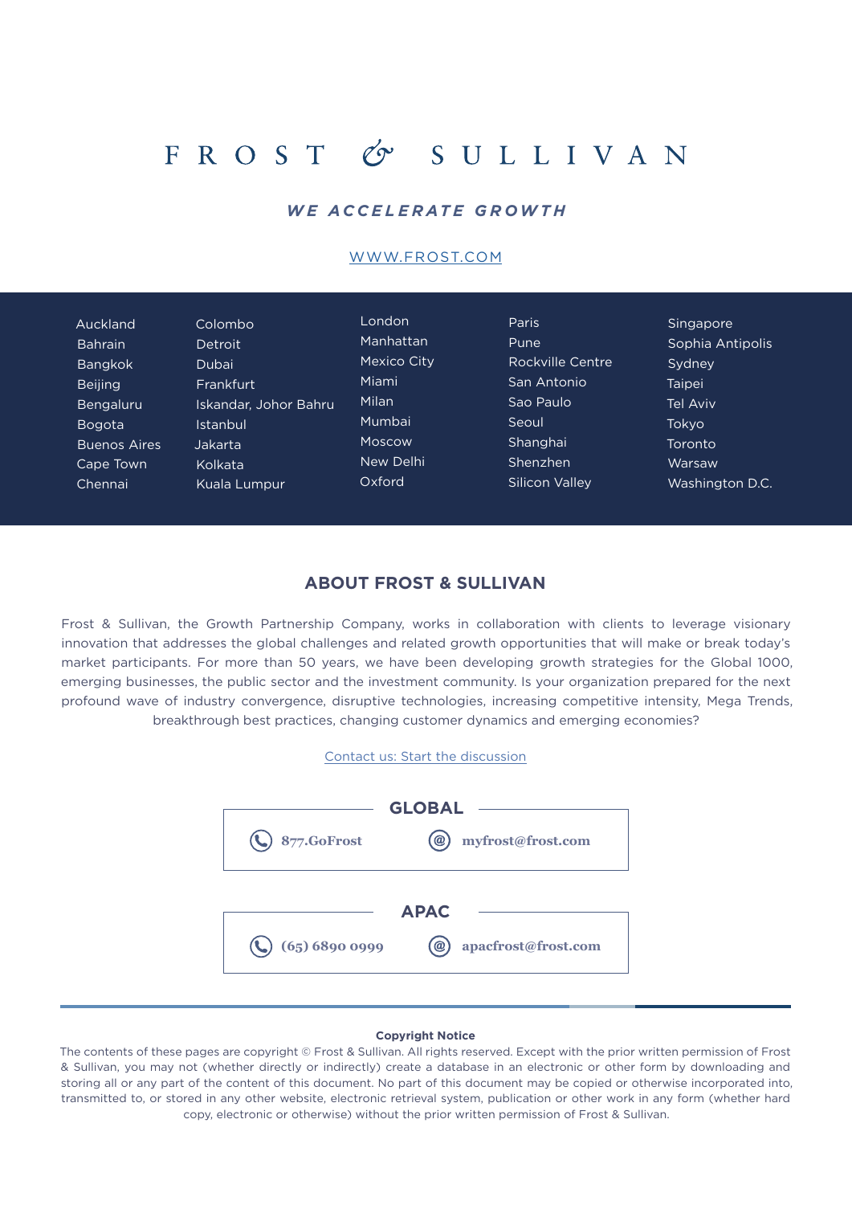# FROST & SULLIVAN

***WE ACCELERATE GROWTH***

WWW.FROST.COM

Auckland
Bahrain
Bangkok
Beijing
Bengaluru
Bogota
Buenos Aires
Cape Town
Chennai
Colombo
Detroit
Dubai
Frankfurt
Iskandar, Johor Bahru
Istanbul
Jakarta
Kolkata
Kuala Lumpur
London
Manhattan
Mexico City
Miami
Milan
Mumbai
Moscow
New Delhi
Oxford
Paris
Pune
Rockville Centre
San Antonio
Sao Paulo
Seoul
Shanghai
Shenzhen
Silicon Valley
Singapore
Sophia Antipolis
Sydney
Taipei
Tel Aviv
Tokyo
Toronto
Warsaw
Washington D.C.

## ABOUT FROST & SULLIVAN

Frost & Sullivan, the Growth Partnership Company, works in collaboration with clients to leverage visionary innovation that addresses the global challenges and related growth opportunities that will make or break today's market participants. For more than 50 years, we have been developing growth strategies for the Global 1000, emerging businesses, the public sector and the investment community. Is your organization prepared for the next profound wave of industry convergence, disruptive technologies, increasing competitive intensity, Mega Trends, breakthrough best practices, changing customer dynamics and emerging economies?

Contact us: Start the discussion

**GLOBAL**

**877.GoFrost** **myfrost@frost.com**

**APAC**

**(65) 6890 0999** **apacfrost@frost.com**

**Copyright Notice**

The contents of these pages are copyright © Frost & Sullivan. All rights reserved. Except with the prior written permission of Frost & Sullivan, you may not (whether directly or indirectly) create a database in an electronic or other form by downloading and storing all or any part of the content of this document. No part of this document may be copied or otherwise incorporated into, transmitted to, or stored in any other website, electronic retrieval system, publication or other work in any form (whether hard copy, electronic or otherwise) without the prior written permission of Frost & Sullivan.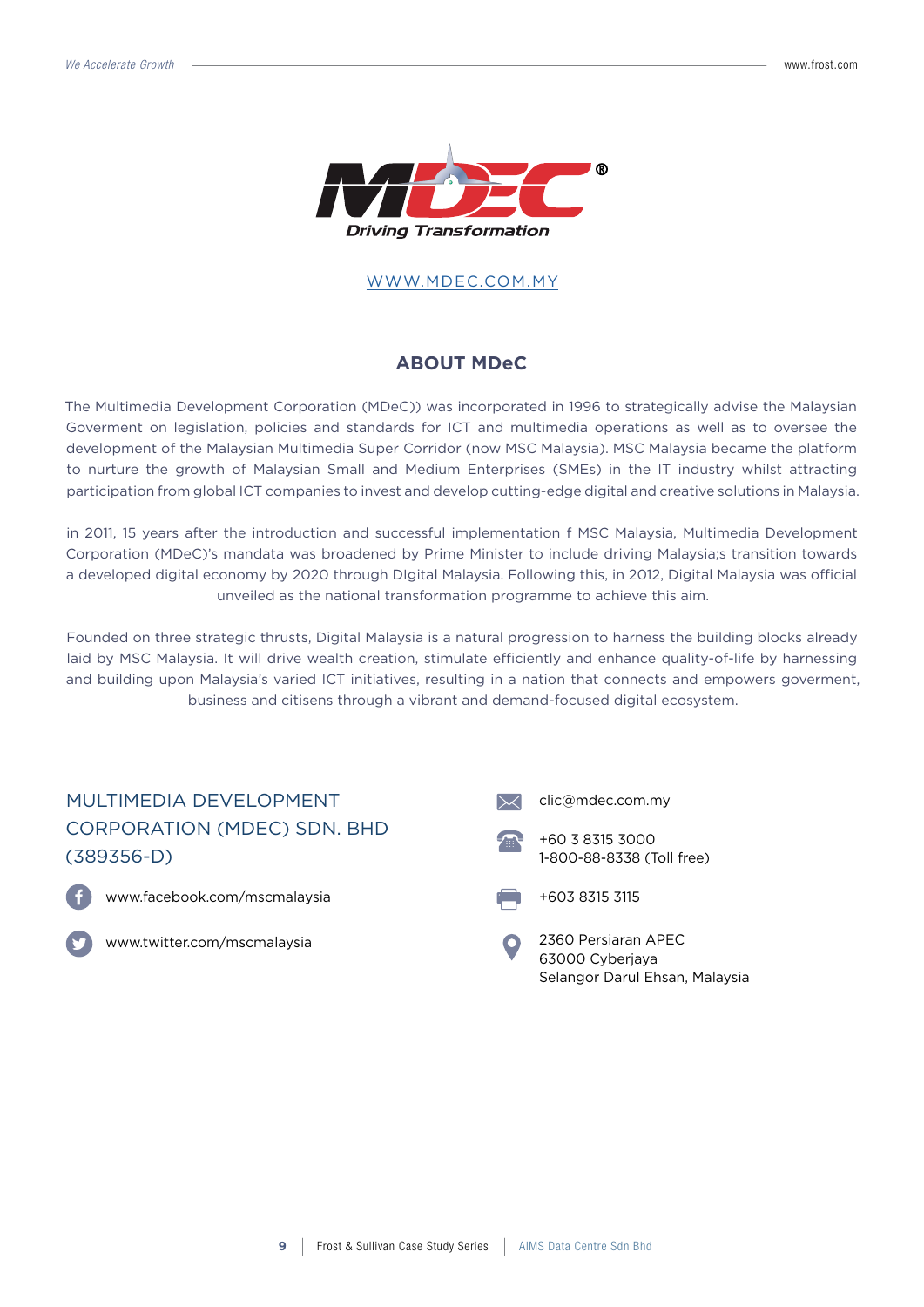MDEC
Driving Transformation

[WWW.MDEC.COM.MY](http://WWW.MDEC.COM.MY)

## ABOUT MDeC

The Multimedia Development Corporation (MDeC)) was incorporated in 1996 to strategically advise the Malaysian Goverment on legislation, policies and standards for ICT and multimedia operations as well as to oversee the development of the Malaysian Multimedia Super Corridor (now MSC Malaysia). MSC Malaysia became the platform to nurture the growth of Malaysian Small and Medium Enterprises (SMEs) in the IT industry whilst attracting participation from global ICT companies to invest and develop cutting-edge digital and creative solutions in Malaysia.

in 2011, 15 years after the introduction and successful implementation f MSC Malaysia, Multimedia Development Corporation (MDeC)'s mandata was broadened by Prime Minister to include driving Malaysia;s transition towards a developed digital economy by 2020 through DIgital Malaysia. Following this, in 2012, Digital Malaysia was official unveiled as the national transformation programme to achieve this aim.

Founded on three strategic thrusts, Digital Malaysia is a natural progression to harness the building blocks already laid by MSC Malaysia. It will drive wealth creation, stimulate efficiently and enhance quality-of-life by harnessing and building upon Malaysia's varied ICT initiatives, resulting in a nation that connects and empowers goverment, business and citisens through a vibrant and demand-focused digital ecosystem.

### MULTIMEDIA DEVELOPMENT CORPORATION (MDEC) SDN. BHD (389356-D)

www.facebook.com/mscmalaysia

www.twitter.com/mscmalaysia

clic@mdec.com.my

+60 3 8315 3000
1-800-88-8338 (Toll free)

+603 8315 3115

2360 Persiaran APEC
63000 Cyberjaya
Selangor Darul Ehsan, Malaysia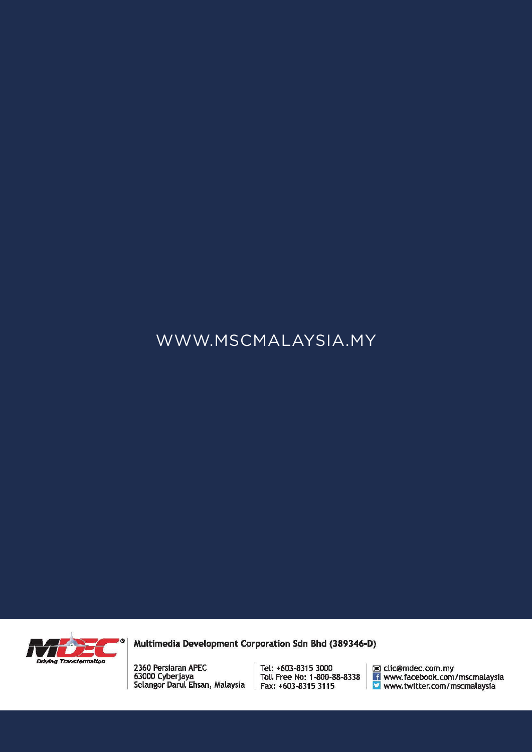WWW.MSCMALAYSIA.MY

**Multimedia Development Corporation Sdn Bhd (389346-D)**

2360 Persiaran APEC
63000 Cyberjaya
Selangor Darul Ehsan, Malaysia

Tel: +603-8315 3000
Toll Free No: 1-800-88-8338
Fax: +603-8315 3115

clic@mdec.com.my
www.facebook.com/mscmalaysia
www.twitter.com/mscmalaysia